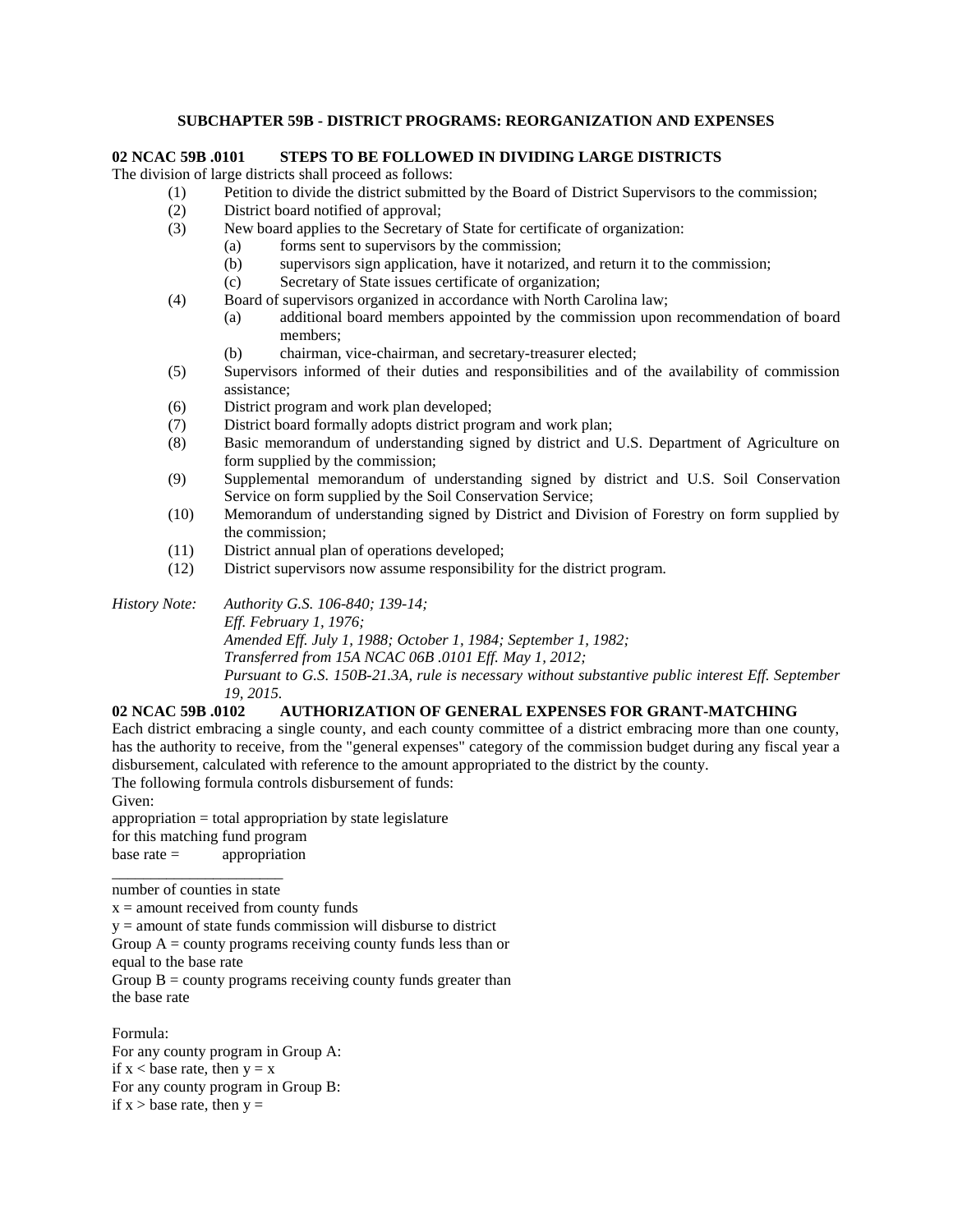### SUBCHAPTER 59B - DISTRICT PROGRAMS: REORGANIZATION AND EXPENSES

**02 NCAC 59B .0101 STEPS TO BE FOLLOWED IN DIVIDING LARGE DISTRICTS**

The division of large districts shall proceed as follows:

(1) Petition to divide the district submitted by the Board of District Supervisors to the commission;
(2) District board notified of approval;
(3) New board applies to the Secretary of State for certificate of organization:
  (a) forms sent to supervisors by the commission;
  (b) supervisors sign application, have it notarized, and return it to the commission;
  (c) Secretary of State issues certificate of organization;
(4) Board of supervisors organized in accordance with North Carolina law;
  (a) additional board members appointed by the commission upon recommendation of board members;
  (b) chairman, vice-chairman, and secretary-treasurer elected;
(5) Supervisors informed of their duties and responsibilities and of the availability of commission assistance;
(6) District program and work plan developed;
(7) District board formally adopts district program and work plan;
(8) Basic memorandum of understanding signed by district and U.S. Department of Agriculture on form supplied by the commission;
(9) Supplemental memorandum of understanding signed by district and U.S. Soil Conservation Service on form supplied by the Soil Conservation Service;
(10) Memorandum of understanding signed by District and Division of Forestry on form supplied by the commission;
(11) District annual plan of operations developed;
(12) District supervisors now assume responsibility for the district program.

*History Note: Authority G.S. 106-840; 139-14;*
*Eff. February 1, 1976;*
*Amended Eff. July 1, 1988; October 1, 1984; September 1, 1982;*
*Transferred from 15A NCAC 06B .0101 Eff. May 1, 2012;*
*Pursuant to G.S. 150B-21.3A, rule is necessary without substantive public interest Eff. September 19, 2015.*

**02 NCAC 59B .0102 AUTHORIZATION OF GENERAL EXPENSES FOR GRANT-MATCHING**

Each district embracing a single county, and each county committee of a district embracing more than one county, has the authority to receive, from the "general expenses" category of the commission budget during any fiscal year a disbursement, calculated with reference to the amount appropriated to the district by the county.

The following formula controls disbursement of funds:

Given:

appropriation = total appropriation by state legislature for this matching fund program

$$\text{base rate} = \frac{\text{appropriation}}{\text{number of counties in state}}$$

x = amount received from county funds

y = amount of state funds commission will disburse to district

Group A = county programs receiving county funds less than or equal to the base rate

Group B = county programs receiving county funds greater than the base rate

Formula:

For any county program in Group A:

if $x < \text{base rate}$, then $y = x$

For any county program in Group B:

if $x > \text{base rate}$, then $y =$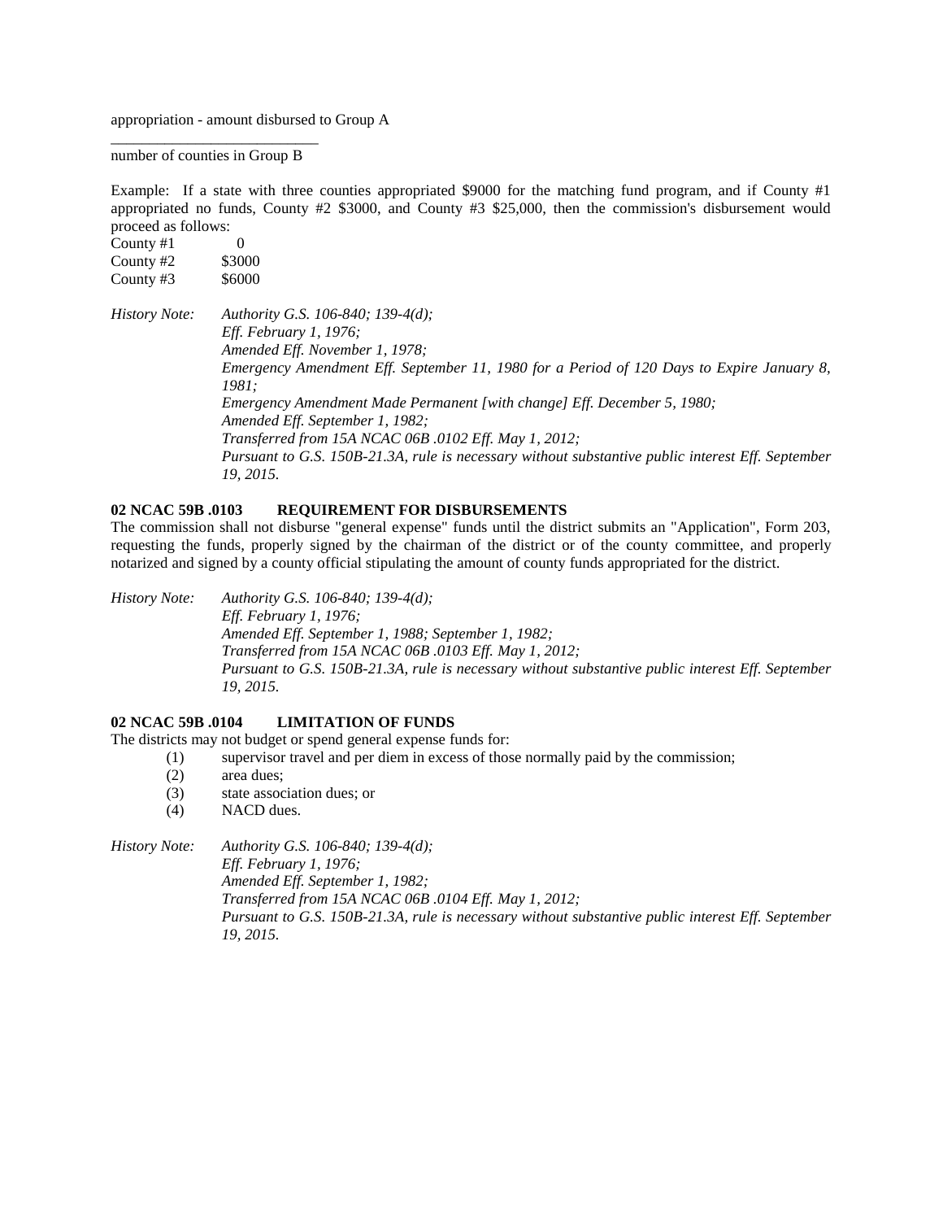$$\frac{\text{appropriation - amount disbursed to Group A}}{\text{number of counties in Group B}}$$

Example: If a state with three counties appropriated $9000 for the matching fund program, and if County #1 appropriated no funds, County #2 $3000, and County #3 $25,000, then the commission's disbursement would proceed as follows:

| | |
|---|---|
| County #1 | 0 |
| County #2 | $3000 |
| County #3 | $6000 |

*History Note: Authority G.S. 106-840; 139-4(d);*
*Eff. February 1, 1976;*
*Amended Eff. November 1, 1978;*
*Emergency Amendment Eff. September 11, 1980 for a Period of 120 Days to Expire January 8, 1981;*
*Emergency Amendment Made Permanent [with change] Eff. December 5, 1980;*
*Amended Eff. September 1, 1982;*
*Transferred from 15A NCAC 06B .0102 Eff. May 1, 2012;*
*Pursuant to G.S. 150B-21.3A, rule is necessary without substantive public interest Eff. September 19, 2015.*

**02 NCAC 59B .0103 REQUIREMENT FOR DISBURSEMENTS**

The commission shall not disburse "general expense" funds until the district submits an "Application", Form 203, requesting the funds, properly signed by the chairman of the district or of the county committee, and properly notarized and signed by a county official stipulating the amount of county funds appropriated for the district.

*History Note: Authority G.S. 106-840; 139-4(d);*
*Eff. February 1, 1976;*
*Amended Eff. September 1, 1988; September 1, 1982;*
*Transferred from 15A NCAC 06B .0103 Eff. May 1, 2012;*
*Pursuant to G.S. 150B-21.3A, rule is necessary without substantive public interest Eff. September 19, 2015.*

**02 NCAC 59B .0104 LIMITATION OF FUNDS**

The districts may not budget or spend general expense funds for:

(1) supervisor travel and per diem in excess of those normally paid by the commission;
(2) area dues;
(3) state association dues; or
(4) NACD dues.

*History Note: Authority G.S. 106-840; 139-4(d);*
*Eff. February 1, 1976;*
*Amended Eff. September 1, 1982;*
*Transferred from 15A NCAC 06B .0104 Eff. May 1, 2012;*
*Pursuant to G.S. 150B-21.3A, rule is necessary without substantive public interest Eff. September 19, 2015.*